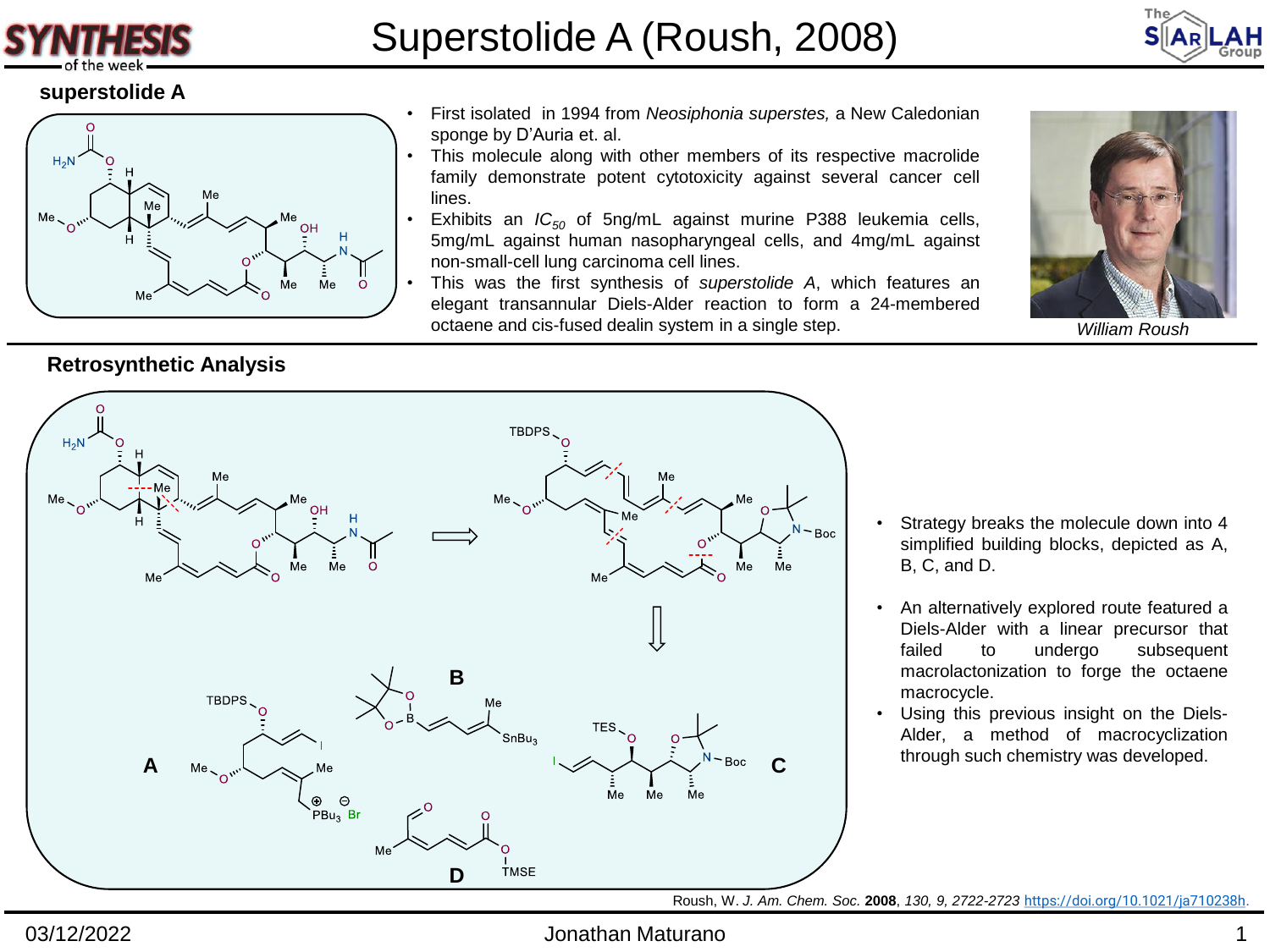# Superstolide A (Roush, 2008)

## superstolide A

- First isolated in 1994 from *Neosiphonia superstes,* a New Caledonian sponge by D'Auria et. al.
- This molecule along with other members of its respective macrolide family demonstrate potent cytotoxicity against several cancer cell lines.
- Exhibits an $IC_{50}$ of 5ng/mL against murine P388 leukemia cells, 5mg/mL against human nasopharyngeal cells, and 4mg/mL against non-small-cell lung carcinoma cell lines.
- This was the first synthesis of *superstolide A*, which features an elegant transannular Diels-Alder reaction to form a 24-membered octaene and cis-fused dealin system in a single step.

*William Roush*

## Retrosynthetic Analysis

- Strategy breaks the molecule down into 4 simplified building blocks, depicted as A, B, C, and D.
- An alternatively explored route featured a Diels-Alder with a linear precursor that failed to undergo subsequent macrolactonization to forge the octaene macrocycle.
- Using this previous insight on the Diels-Alder, a method of macrocyclization through such chemistry was developed.

Roush, W. *J. Am. Chem. Soc.* **2008**, *130, 9, 2722-2723* https://doi.org/10.1021/ja710238h.

03/12/2022 Jonathan Maturano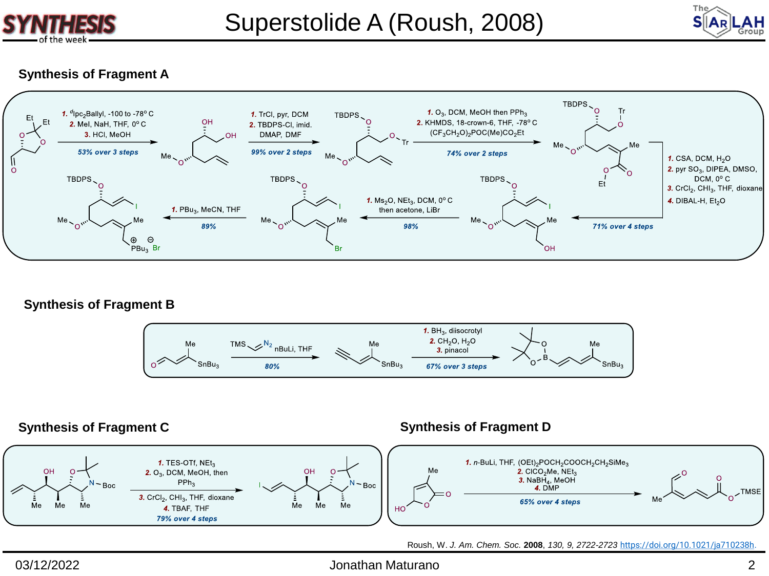# Superstolide A (Roush, 2008)

## Synthesis of Fragment A

1. $^{d}$Ipc$_2$Ballyl, -100 to -78° C
2. MeI, NaH, THF, 0° C
3. HCl, MeOH

*53% over 3 steps*

1. TrCl, pyr, DCM
2. TBDPS-Cl, imid. DMAP, DMF

*99% over 2 steps*

1. $O_3$, DCM, MeOH then $PPh_3$
2. KHMDS, 18-crown-6, THF, -78° C, $(CF_3CH_2O)_2POC(Me)CO_2Et$

*74% over 2 steps*

1. CSA, DCM, $H_2O$
2. pyr $SO_3$, DIPEA, DMSO, DCM, 0° C
3. $CrCl_2$, $CHI_3$, THF, dioxane
4. DIBAL-H, $Et_2O$

*71% over 4 steps*

1. $Ms_2O$, $NEt_3$, DCM, 0° C then acetone, LiBr

*98%*

1. $PBu_3$, MeCN, THF

*89%*

## Synthesis of Fragment B

TMS–CH=$N_2$, nBuLi, THF

*80%*

1. $BH_3$, diisocrotyl
2. $CH_2O$, $H_2O$
3. pinacol

*67% over 3 steps*

## Synthesis of Fragment C

1. TES-OTf, $NEt_3$
2. $O_3$, DCM, MeOH, then $PPh_3$
3. $CrCl_2$, $CHI_3$, THF, dioxane
4. TBAF, THF

*79% over 4 steps*

## Synthesis of Fragment D

1. *n*-BuLi, THF, $(OEt)_2POCH_2COOCH_2CH_2SiMe_3$
2. $ClCO_2Me$, $NEt_3$
3. $NaBH_4$, MeOH
4. DMP

*65% over 4 steps*

Roush, W. *J. Am. Chem. Soc.* **2008**, *130, 9*, 2722-2723 https://doi.org/10.1021/ja710238h.

03/12/2022 Jonathan Maturano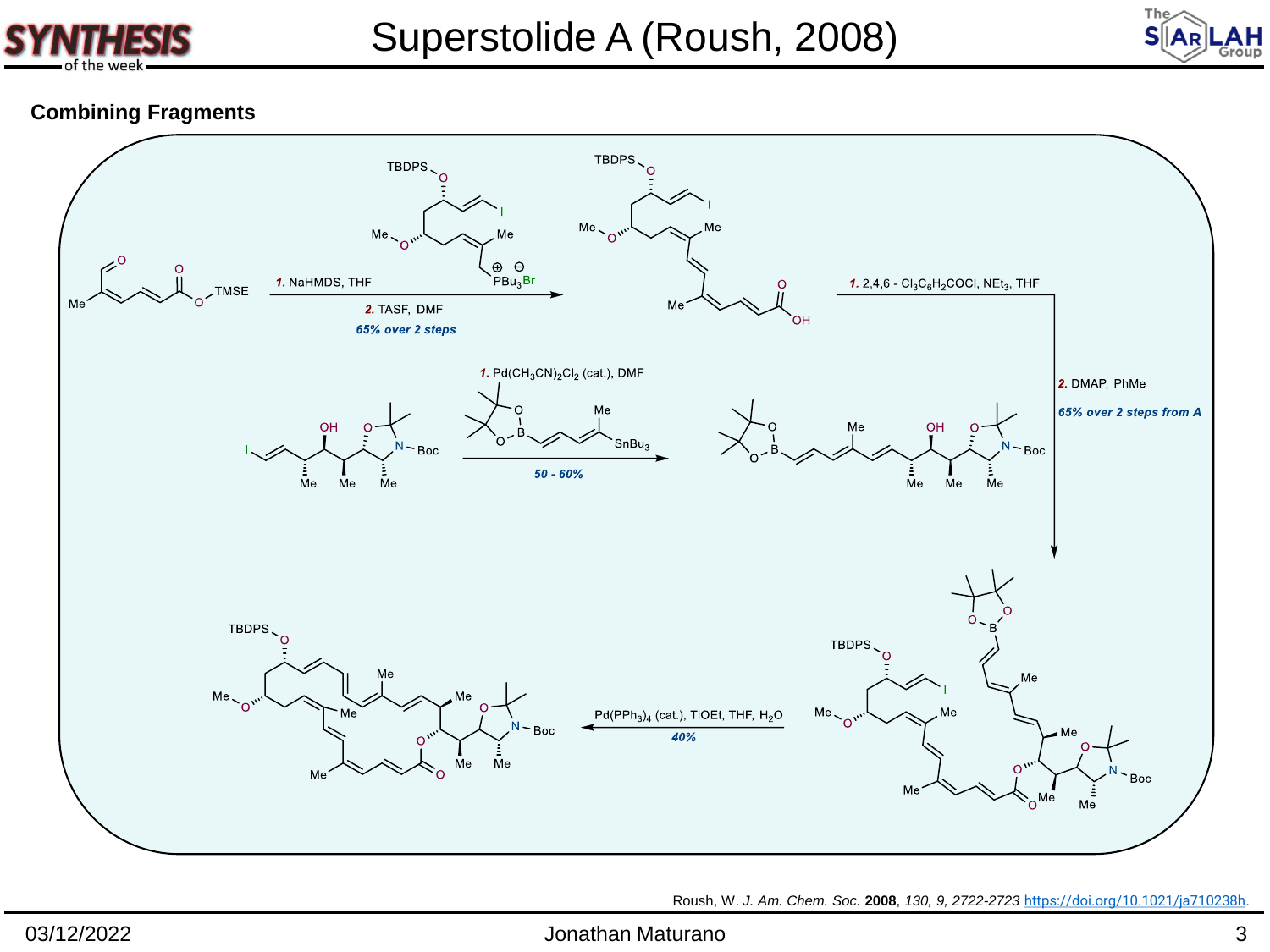## Combining Fragments

1. NaHMDS, THF
2. TASF, DMF

65% over 2 steps

1. 2,4,6 - $Cl_3C_6H_2COCl$, $NEt_3$, THF
2. DMAP, PhMe

65% over 2 steps from A

1. $Pd(CH_3CN)_2Cl_2$ (cat.), DMF

50 - 60%

$Pd(PPh_3)_4$ (cat.), TlOEt, THF, $H_2O$

40%

Roush, W. *J. Am. Chem. Soc.* **2008**, *130, 9, 2722-2723* https://doi.org/10.1021/ja710238h.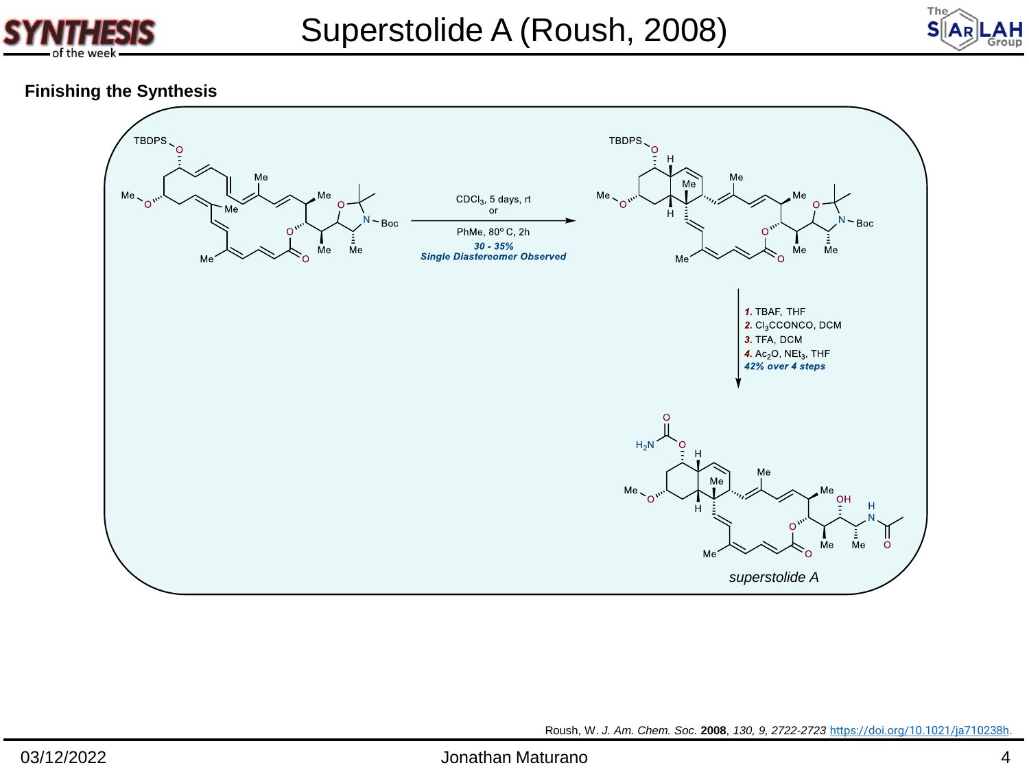## Finishing the Synthesis

$CDCl_3$, 5 days, rt
or
PhMe, 80° C, 2h
*30 - 35%*
***Single Diastereomer Observed***

1. TBAF, THF
2. $Cl_3CCONCO$, DCM
3. TFA, DCM
4. $Ac_2O$, $NEt_3$, THF

***42% over 4 steps***

*superstolide A*

Roush, W. *J. Am. Chem. Soc.* **2008**, *130, 9, 2722-2723* https://doi.org/10.1021/ja710238h.